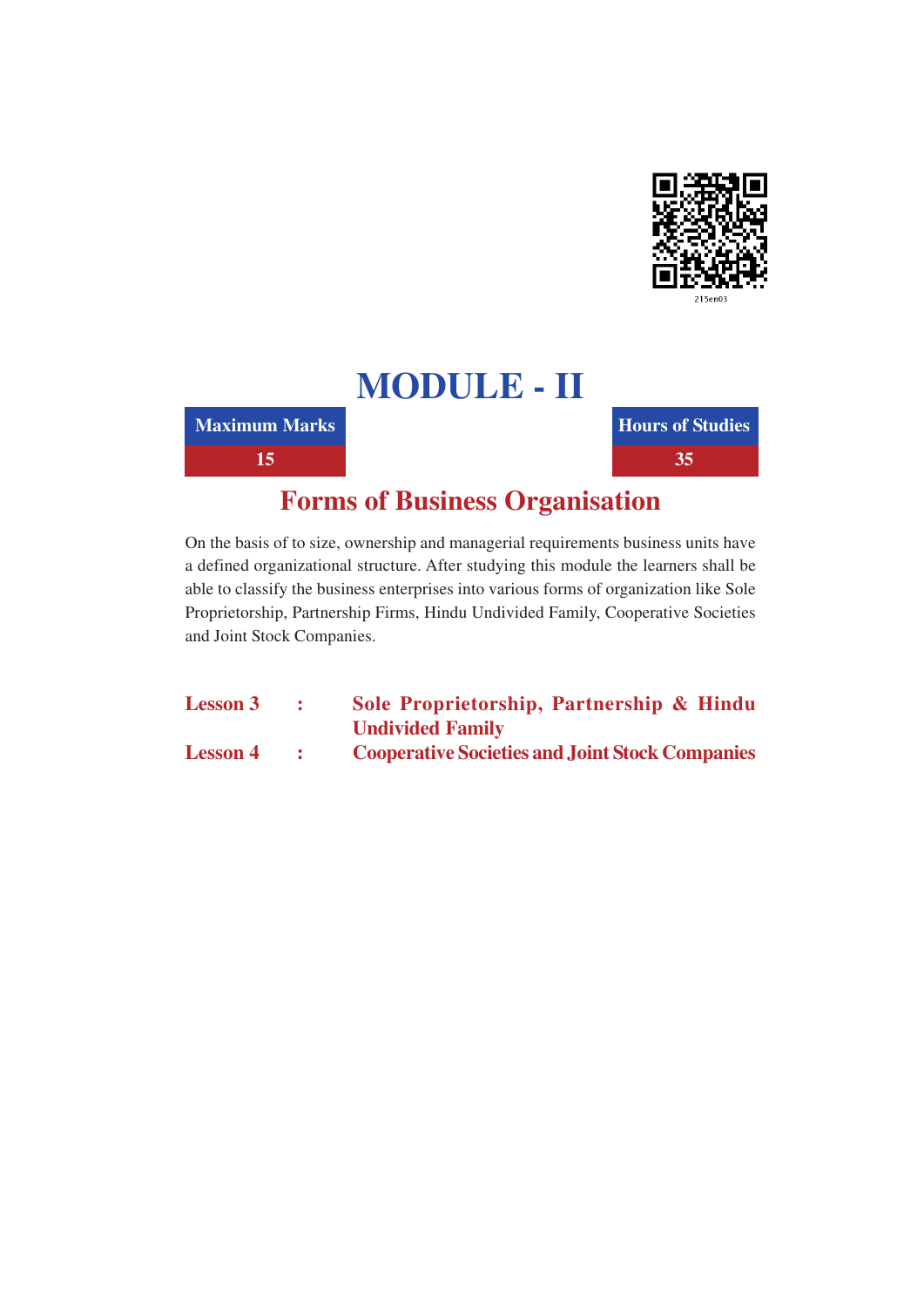215en03

# MODULE - II

| Maximum Marks | Hours of Studies |
|---|---|
| 15 | 35 |

## Forms of Business Organisation

On the basis of to size, ownership and managerial requirements business units have a defined organizational structure. After studying this module the learners shall be able to classify the business enterprises into various forms of organization like Sole Proprietorship, Partnership Firms, Hindu Undivided Family, Cooperative Societies and Joint Stock Companies.

**Lesson 3 : Sole Proprietorship, Partnership & Hindu Undivided Family**

**Lesson 4 : Cooperative Societies and Joint Stock Companies**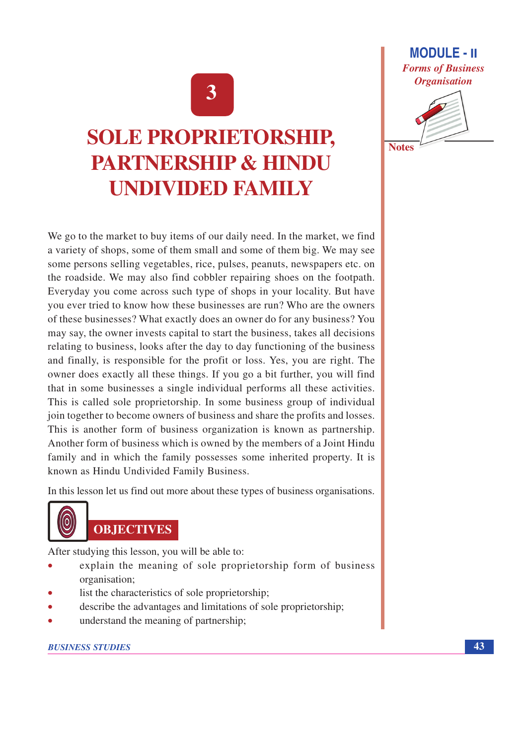# 3

# SOLE PROPRIETORSHIP, PARTNERSHIP & HINDU UNDIVIDED FAMILY

We go to the market to buy items of our daily need. In the market, we find a variety of shops, some of them small and some of them big. We may see some persons selling vegetables, rice, pulses, peanuts, newspapers etc. on the roadside. We may also find cobbler repairing shoes on the footpath. Everyday you come across such type of shops in your locality. But have you ever tried to know how these businesses are run? Who are the owners of these businesses? What exactly does an owner do for any business? You may say, the owner invests capital to start the business, takes all decisions relating to business, looks after the day to day functioning of the business and finally, is responsible for the profit or loss. Yes, you are right. The owner does exactly all these things. If you go a bit further, you will find that in some businesses a single individual performs all these activities. This is called sole proprietorship. In some business group of individual join together to become owners of business and share the profits and losses. This is another form of business organization is known as partnership. Another form of business which is owned by the members of a Joint Hindu family and in which the family possesses some inherited property. It is known as Hindu Undivided Family Business.

In this lesson let us find out more about these types of business organisations.

## OBJECTIVES

After studying this lesson, you will be able to:

- explain the meaning of sole proprietorship form of business organisation;
- list the characteristics of sole proprietorship;
- describe the advantages and limitations of sole proprietorship;
- understand the meaning of partnership;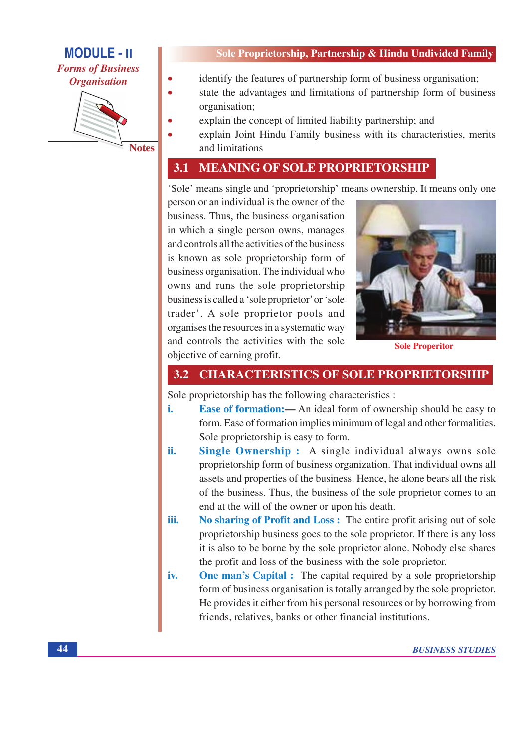- identify the features of partnership form of business organisation;
- state the advantages and limitations of partnership form of business organisation;
- explain the concept of limited liability partnership; and
- explain Joint Hindu Family business with its characteristics, merits and limitations

## 3.1 MEANING OF SOLE PROPRIETORSHIP

'Sole' means single and 'proprietorship' means ownership. It means only one person or an individual is the owner of the business. Thus, the business organisation in which a single person owns, manages and controls all the activities of the business is known as sole proprietorship form of business organisation. The individual who owns and runs the sole proprietorship business is called a 'sole proprietor' or 'sole trader'. A sole proprietor pools and organises the resources in a systematic way and controls the activities with the sole objective of earning profit.

Sole Properitor

## 3.2 CHARACTERISTICS OF SOLE PROPRIETORSHIP

Sole proprietorship has the following characteristics :

i. **Ease of formation:—** An ideal form of ownership should be easy to form. Ease of formation implies minimum of legal and other formalities. Sole proprietorship is easy to form.

ii. **Single Ownership :** A single individual always owns sole proprietorship form of business organization. That individual owns all assets and properties of the business. Hence, he alone bears all the risk of the business. Thus, the business of the sole proprietor comes to an end at the will of the owner or upon his death.

iii. **No sharing of Profit and Loss :** The entire profit arising out of sole proprietorship business goes to the sole proprietor. If there is any loss it is also to be borne by the sole proprietor alone. Nobody else shares the profit and loss of the business with the sole proprietor.

iv. **One man's Capital :** The capital required by a sole proprietorship form of business organisation is totally arranged by the sole proprietor. He provides it either from his personal resources or by borrowing from friends, relatives, banks or other financial institutions.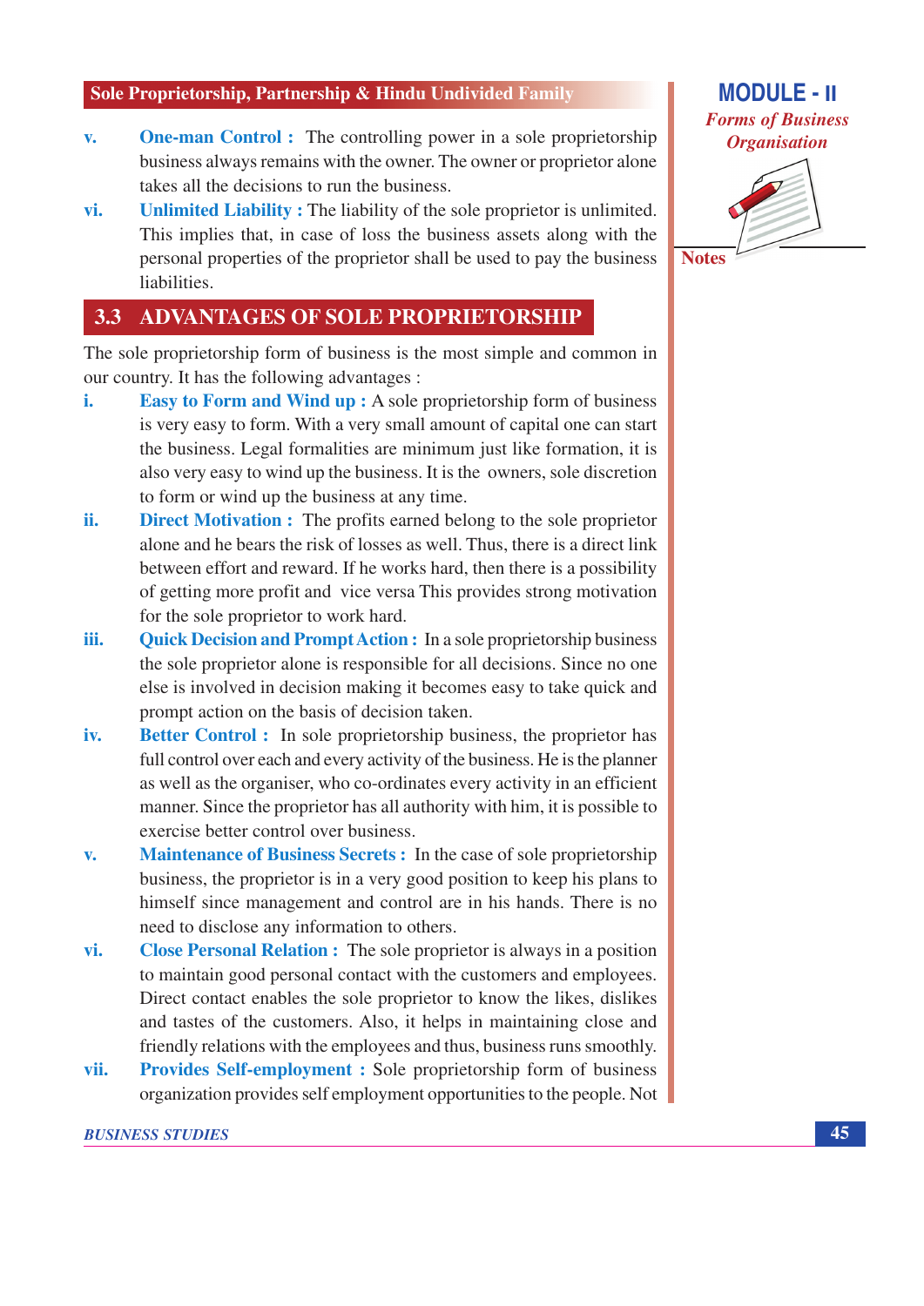v. **One-man Control :** The controlling power in a sole proprietorship business always remains with the owner. The owner or proprietor alone takes all the decisions to run the business.

vi. **Unlimited Liability :** The liability of the sole proprietor is unlimited. This implies that, in case of loss the business assets along with the personal properties of the proprietor shall be used to pay the business liabilities.

## 3.3 ADVANTAGES OF SOLE PROPRIETORSHIP

The sole proprietorship form of business is the most simple and common in our country. It has the following advantages :

i. **Easy to Form and Wind up :** A sole proprietorship form of business is very easy to form. With a very small amount of capital one can start the business. Legal formalities are minimum just like formation, it is also very easy to wind up the business. It is the owners, sole discretion to form or wind up the business at any time.

ii. **Direct Motivation :** The profits earned belong to the sole proprietor alone and he bears the risk of losses as well. Thus, there is a direct link between effort and reward. If he works hard, then there is a possibility of getting more profit and vice versa This provides strong motivation for the sole proprietor to work hard.

iii. **Quick Decision and Prompt Action :** In a sole proprietorship business the sole proprietor alone is responsible for all decisions. Since no one else is involved in decision making it becomes easy to take quick and prompt action on the basis of decision taken.

iv. **Better Control :** In sole proprietorship business, the proprietor has full control over each and every activity of the business. He is the planner as well as the organiser, who co-ordinates every activity in an efficient manner. Since the proprietor has all authority with him, it is possible to exercise better control over business.

v. **Maintenance of Business Secrets :** In the case of sole proprietorship business, the proprietor is in a very good position to keep his plans to himself since management and control are in his hands. There is no need to disclose any information to others.

vi. **Close Personal Relation :** The sole proprietor is always in a position to maintain good personal contact with the customers and employees. Direct contact enables the sole proprietor to know the likes, dislikes and tastes of the customers. Also, it helps in maintaining close and friendly relations with the employees and thus, business runs smoothly.

vii. **Provides Self-employment :** Sole proprietorship form of business organization provides self employment opportunities to the people. Not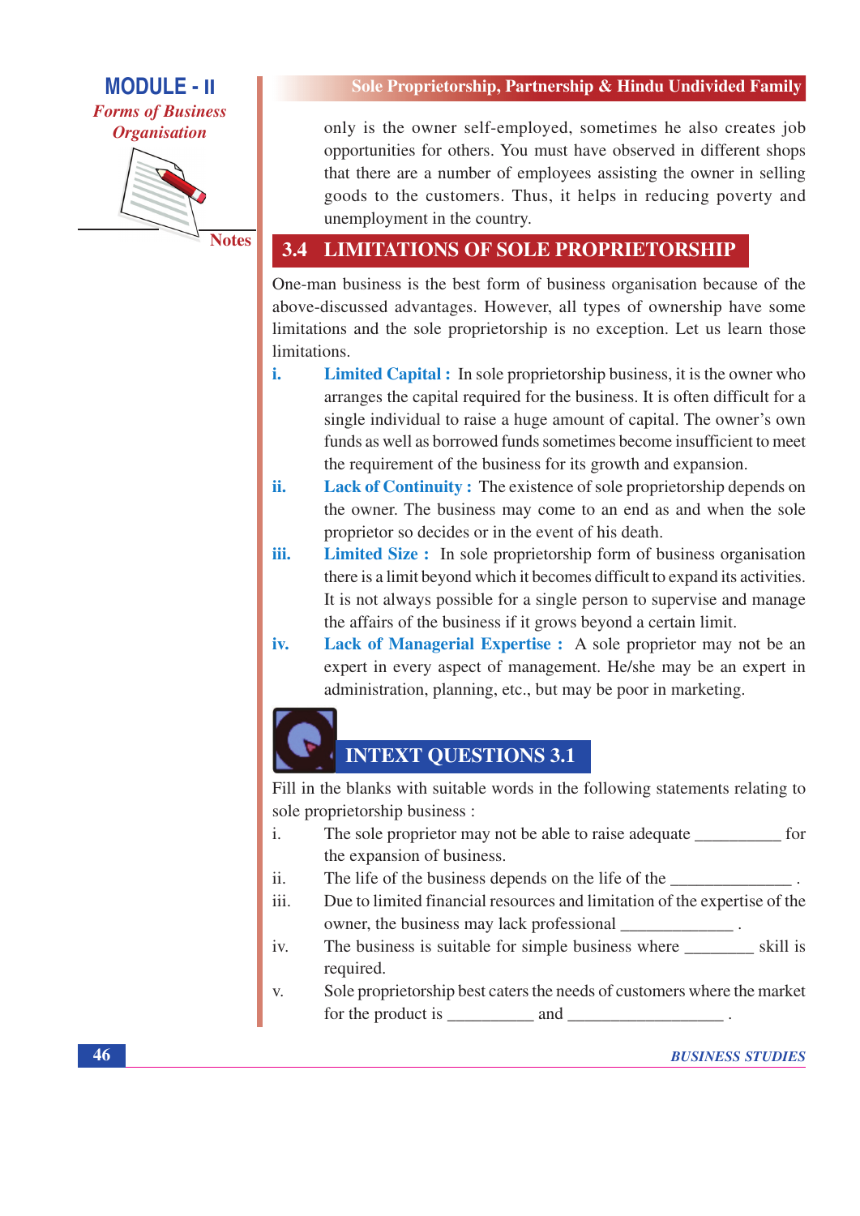only is the owner self-employed, sometimes he also creates job opportunities for others. You must have observed in different shops that there are a number of employees assisting the owner in selling goods to the customers. Thus, it helps in reducing poverty and unemployment in the country.

## 3.4 LIMITATIONS OF SOLE PROPRIETORSHIP

One-man business is the best form of business organisation because of the above-discussed advantages. However, all types of ownership have some limitations and the sole proprietorship is no exception. Let us learn those limitations.

i. **Limited Capital :** In sole proprietorship business, it is the owner who arranges the capital required for the business. It is often difficult for a single individual to raise a huge amount of capital. The owner's own funds as well as borrowed funds sometimes become insufficient to meet the requirement of the business for its growth and expansion.

ii. **Lack of Continuity :** The existence of sole proprietorship depends on the owner. The business may come to an end as and when the sole proprietor so decides or in the event of his death.

iii. **Limited Size :** In sole proprietorship form of business organisation there is a limit beyond which it becomes difficult to expand its activities. It is not always possible for a single person to supervise and manage the affairs of the business if it grows beyond a certain limit.

iv. **Lack of Managerial Expertise :** A sole proprietor may not be an expert in every aspect of management. He/she may be an expert in administration, planning, etc., but may be poor in marketing.

## INTEXT QUESTIONS 3.1

Fill in the blanks with suitable words in the following statements relating to sole proprietorship business :

i. The sole proprietor may not be able to raise adequate __________ for the expansion of business.

ii. The life of the business depends on the life of the ______________ .

iii. Due to limited financial resources and limitation of the expertise of the owner, the business may lack professional _____________ .

iv. The business is suitable for simple business where ________ skill is required.

v. Sole proprietorship best caters the needs of customers where the market for the product is __________ and __________________ .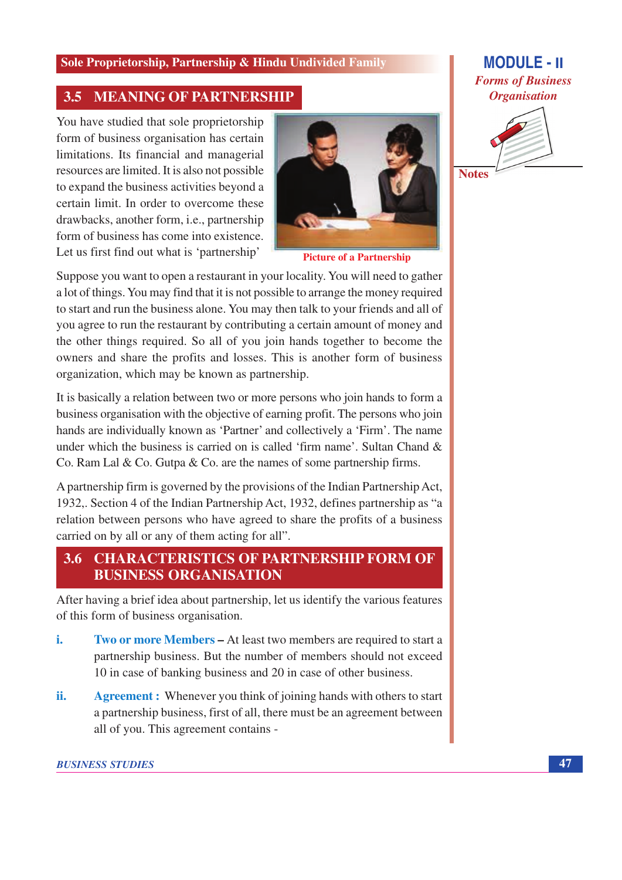## 3.5 MEANING OF PARTNERSHIP

You have studied that sole proprietorship form of business organisation has certain limitations. Its financial and managerial resources are limited. It is also not possible to expand the business activities beyond a certain limit. In order to overcome these drawbacks, another form, i.e., partnership form of business has come into existence. Let us first find out what is 'partnership'

Picture of a Partnership

Suppose you want to open a restaurant in your locality. You will need to gather a lot of things. You may find that it is not possible to arrange the money required to start and run the business alone. You may then talk to your friends and all of you agree to run the restaurant by contributing a certain amount of money and the other things required. So all of you join hands together to become the owners and share the profits and losses. This is another form of business organization, which may be known as partnership.

It is basically a relation between two or more persons who join hands to form a business organisation with the objective of earning profit. The persons who join hands are individually known as 'Partner' and collectively a 'Firm'. The name under which the business is carried on is called 'firm name'. Sultan Chand & Co. Ram Lal & Co. Gutpa & Co. are the names of some partnership firms.

A partnership firm is governed by the provisions of the Indian Partnership Act, 1932,. Section 4 of the Indian Partnership Act, 1932, defines partnership as "a relation between persons who have agreed to share the profits of a business carried on by all or any of them acting for all".

## 3.6 CHARACTERISTICS OF PARTNERSHIP FORM OF BUSINESS ORGANISATION

After having a brief idea about partnership, let us identify the various features of this form of business organisation.

i. **Two or more Members** – At least two members are required to start a partnership business. But the number of members should not exceed 10 in case of banking business and 20 in case of other business.

ii. **Agreement :** Whenever you think of joining hands with others to start a partnership business, first of all, there must be an agreement between all of you. This agreement contains -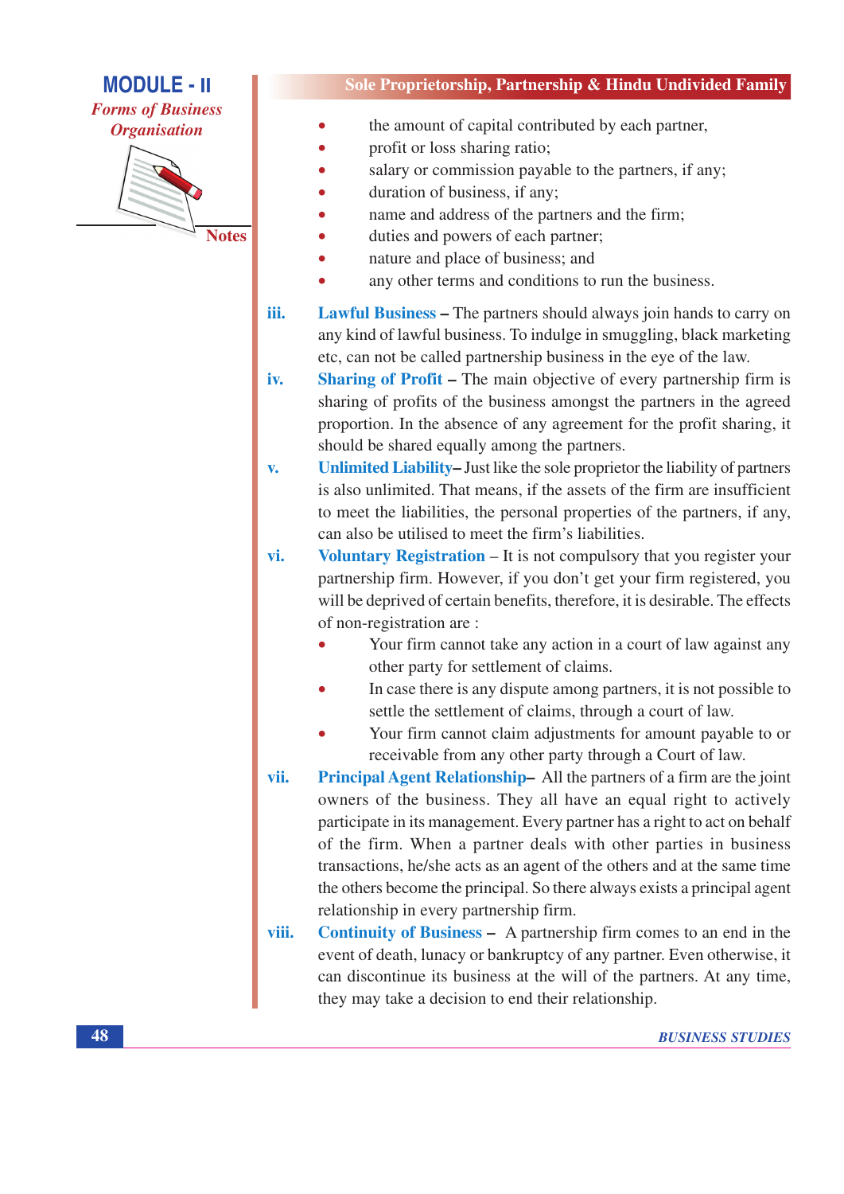- the amount of capital contributed by each partner,
- profit or loss sharing ratio;
- salary or commission payable to the partners, if any;
- duration of business, if any;
- name and address of the partners and the firm;
- duties and powers of each partner;
- nature and place of business; and
- any other terms and conditions to run the business.

iii. **Lawful Business** – The partners should always join hands to carry on any kind of lawful business. To indulge in smuggling, black marketing etc, can not be called partnership business in the eye of the law.

iv. **Sharing of Profit** – The main objective of every partnership firm is sharing of profits of the business amongst the partners in the agreed proportion. In the absence of any agreement for the profit sharing, it should be shared equally among the partners.

v. **Unlimited Liability**– Just like the sole proprietor the liability of partners is also unlimited. That means, if the assets of the firm are insufficient to meet the liabilities, the personal properties of the partners, if any, can also be utilised to meet the firm's liabilities.

vi. **Voluntary Registration** – It is not compulsory that you register your partnership firm. However, if you don't get your firm registered, you will be deprived of certain benefits, therefore, it is desirable. The effects of non-registration are :

- Your firm cannot take any action in a court of law against any other party for settlement of claims.
- In case there is any dispute among partners, it is not possible to settle the settlement of claims, through a court of law.
- Your firm cannot claim adjustments for amount payable to or receivable from any other party through a Court of law.

vii. **Principal Agent Relationship**– All the partners of a firm are the joint owners of the business. They all have an equal right to actively participate in its management. Every partner has a right to act on behalf of the firm. When a partner deals with other parties in business transactions, he/she acts as an agent of the others and at the same time the others become the principal. So there always exists a principal agent relationship in every partnership firm.

viii. **Continuity of Business** – A partnership firm comes to an end in the event of death, lunacy or bankruptcy of any partner. Even otherwise, it can discontinue its business at the will of the partners. At any time, they may take a decision to end their relationship.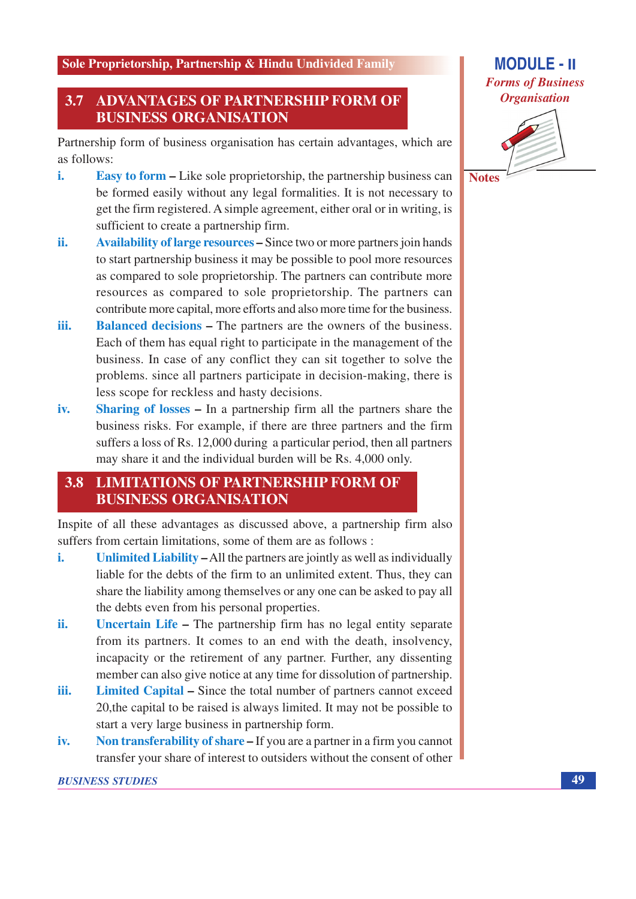## 3.7 ADVANTAGES OF PARTNERSHIP FORM OF BUSINESS ORGANISATION

Partnership form of business organisation has certain advantages, which are as follows:

i. **Easy to form** – Like sole proprietorship, the partnership business can be formed easily without any legal formalities. It is not necessary to get the firm registered. A simple agreement, either oral or in writing, is sufficient to create a partnership firm.

ii. **Availability of large resources** – Since two or more partners join hands to start partnership business it may be possible to pool more resources as compared to sole proprietorship. The partners can contribute more resources as compared to sole proprietorship. The partners can contribute more capital, more efforts and also more time for the business.

iii. **Balanced decisions** – The partners are the owners of the business. Each of them has equal right to participate in the management of the business. In case of any conflict they can sit together to solve the problems. since all partners participate in decision-making, there is less scope for reckless and hasty decisions.

iv. **Sharing of losses** – In a partnership firm all the partners share the business risks. For example, if there are three partners and the firm suffers a loss of Rs. 12,000 during a particular period, then all partners may share it and the individual burden will be Rs. 4,000 only.

## 3.8 LIMITATIONS OF PARTNERSHIP FORM OF BUSINESS ORGANISATION

Inspite of all these advantages as discussed above, a partnership firm also suffers from certain limitations, some of them are as follows :

i. **Unlimited Liability** – All the partners are jointly as well as individually liable for the debts of the firm to an unlimited extent. Thus, they can share the liability among themselves or any one can be asked to pay all the debts even from his personal properties.

ii. **Uncertain Life** – The partnership firm has no legal entity separate from its partners. It comes to an end with the death, insolvency, incapacity or the retirement of any partner. Further, any dissenting member can also give notice at any time for dissolution of partnership.

iii. **Limited Capital** – Since the total number of partners cannot exceed 20,the capital to be raised is always limited. It may not be possible to start a very large business in partnership form.

iv. **Non transferability of share** – If you are a partner in a firm you cannot transfer your share of interest to outsiders without the consent of other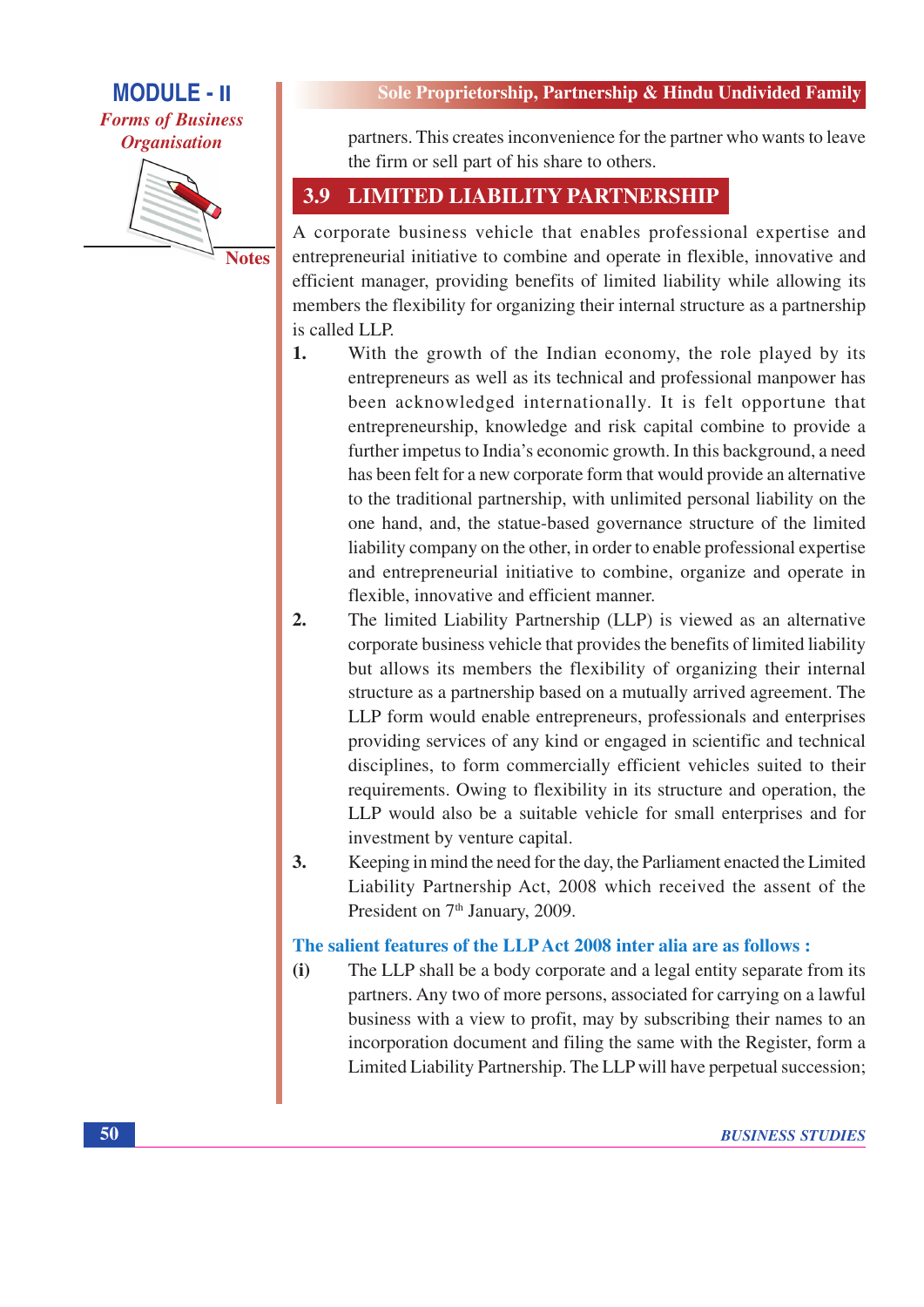partners. This creates inconvenience for the partner who wants to leave the firm or sell part of his share to others.

## 3.9 LIMITED LIABILITY PARTNERSHIP

A corporate business vehicle that enables professional expertise and entrepreneurial initiative to combine and operate in flexible, innovative and efficient manager, providing benefits of limited liability while allowing its members the flexibility for organizing their internal structure as a partnership is called LLP.

1. With the growth of the Indian economy, the role played by its entrepreneurs as well as its technical and professional manpower has been acknowledged internationally. It is felt opportune that entrepreneurship, knowledge and risk capital combine to provide a further impetus to India's economic growth. In this background, a need has been felt for a new corporate form that would provide an alternative to the traditional partnership, with unlimited personal liability on the one hand, and, the statue-based governance structure of the limited liability company on the other, in order to enable professional expertise and entrepreneurial initiative to combine, organize and operate in flexible, innovative and efficient manner.

2. The limited Liability Partnership (LLP) is viewed as an alternative corporate business vehicle that provides the benefits of limited liability but allows its members the flexibility of organizing their internal structure as a partnership based on a mutually arrived agreement. The LLP form would enable entrepreneurs, professionals and enterprises providing services of any kind or engaged in scientific and technical disciplines, to form commercially efficient vehicles suited to their requirements. Owing to flexibility in its structure and operation, the LLP would also be a suitable vehicle for small enterprises and for investment by venture capital.

3. Keeping in mind the need for the day, the Parliament enacted the Limited Liability Partnership Act, 2008 which received the assent of the President on 7th January, 2009.

**The salient features of the LLP Act 2008 inter alia are as follows :**

**(i)** The LLP shall be a body corporate and a legal entity separate from its partners. Any two of more persons, associated for carrying on a lawful business with a view to profit, may by subscribing their names to an incorporation document and filing the same with the Register, form a Limited Liability Partnership. The LLP will have perpetual succession;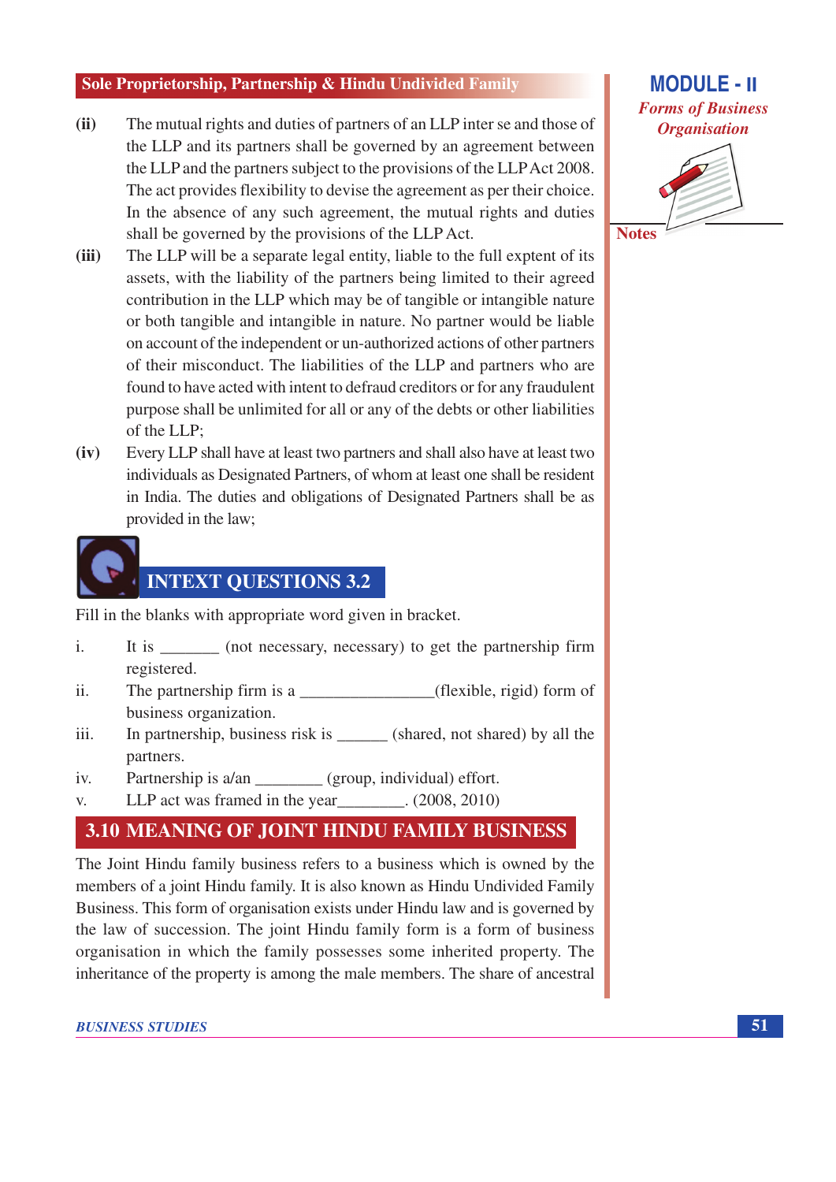(ii) The mutual rights and duties of partners of an LLP inter se and those of the LLP and its partners shall be governed by an agreement between the LLP and the partners subject to the provisions of the LLP Act 2008. The act provides flexibility to devise the agreement as per their choice. In the absence of any such agreement, the mutual rights and duties shall be governed by the provisions of the LLP Act.

(iii) The LLP will be a separate legal entity, liable to the full expent of its assets, with the liability of the partners being limited to their agreed contribution in the LLP which may be of tangible or intangible nature or both tangible and intangible in nature. No partner would be liable on account of the independent or un-authorized actions of other partners of their misconduct. The liabilities of the LLP and partners who are found to have acted with intent to defraud creditors or for any fraudulent purpose shall be unlimited for all or any of the debts or other liabilities of the LLP;

(iv) Every LLP shall have at least two partners and shall also have at least two individuals as Designated Partners, of whom at least one shall be resident in India. The duties and obligations of Designated Partners shall be as provided in the law;

## INTEXT QUESTIONS 3.2

Fill in the blanks with appropriate word given in bracket.

i. It is _______ (not necessary, necessary) to get the partnership firm registered.

ii. The partnership firm is a ________________(flexible, rigid) form of business organization.

iii. In partnership, business risk is ______ (shared, not shared) by all the partners.

iv. Partnership is a/an ________ (group, individual) effort.

v. LLP act was framed in the year________. (2008, 2010)

## 3.10 MEANING OF JOINT HINDU FAMILY BUSINESS

The Joint Hindu family business refers to a business which is owned by the members of a joint Hindu family. It is also known as Hindu Undivided Family Business. This form of organisation exists under Hindu law and is governed by the law of succession. The joint Hindu family form is a form of business organisation in which the family possesses some inherited property. The inheritance of the property is among the male members. The share of ancestral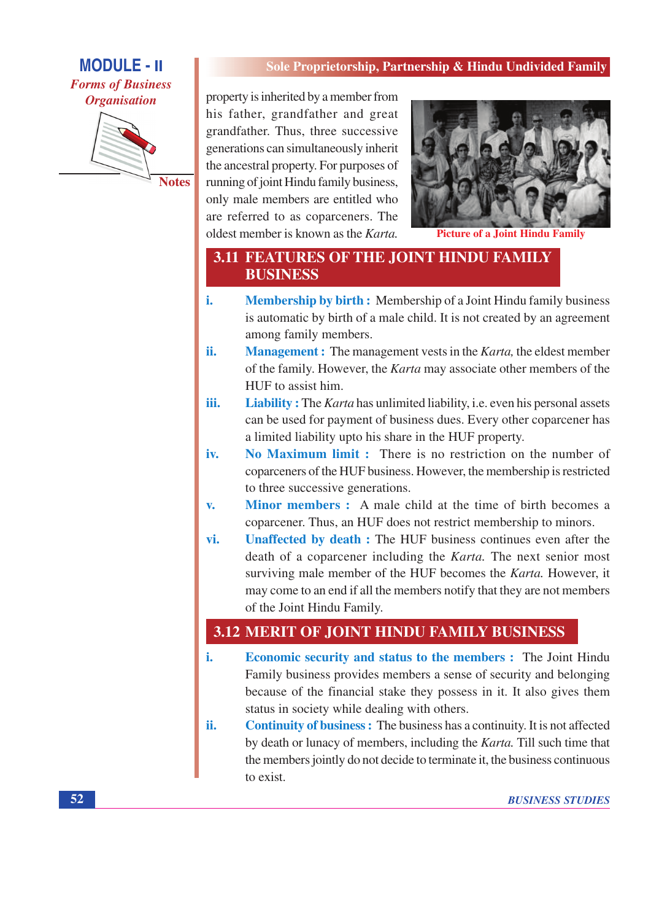property is inherited by a member from his father, grandfather and great grandfather. Thus, three successive generations can simultaneously inherit the ancestral property. For purposes of running of joint Hindu family business, only male members are entitled who are referred to as coparceners. The oldest member is known as the *Karta.*

Picture of a Joint Hindu Family

## 3.11 FEATURES OF THE JOINT HINDU FAMILY BUSINESS

i. **Membership by birth :** Membership of a Joint Hindu family business is automatic by birth of a male child. It is not created by an agreement among family members.

ii. **Management :** The management vests in the *Karta,* the eldest member of the family. However, the *Karta* may associate other members of the HUF to assist him.

iii. **Liability :** The *Karta* has unlimited liability, i.e. even his personal assets can be used for payment of business dues. Every other coparcener has a limited liability upto his share in the HUF property.

iv. **No Maximum limit :** There is no restriction on the number of coparceners of the HUF business. However, the membership is restricted to three successive generations.

v. **Minor members :** A male child at the time of birth becomes a coparcener. Thus, an HUF does not restrict membership to minors.

vi. **Unaffected by death :** The HUF business continues even after the death of a coparcener including the *Karta.* The next senior most surviving male member of the HUF becomes the *Karta.* However, it may come to an end if all the members notify that they are not members of the Joint Hindu Family.

## 3.12 MERIT OF JOINT HINDU FAMILY BUSINESS

i. **Economic security and status to the members :** The Joint Hindu Family business provides members a sense of security and belonging because of the financial stake they possess in it. It also gives them status in society while dealing with others.

ii. **Continuity of business :** The business has a continuity. It is not affected by death or lunacy of members, including the *Karta.* Till such time that the members jointly do not decide to terminate it, the business continuous to exist.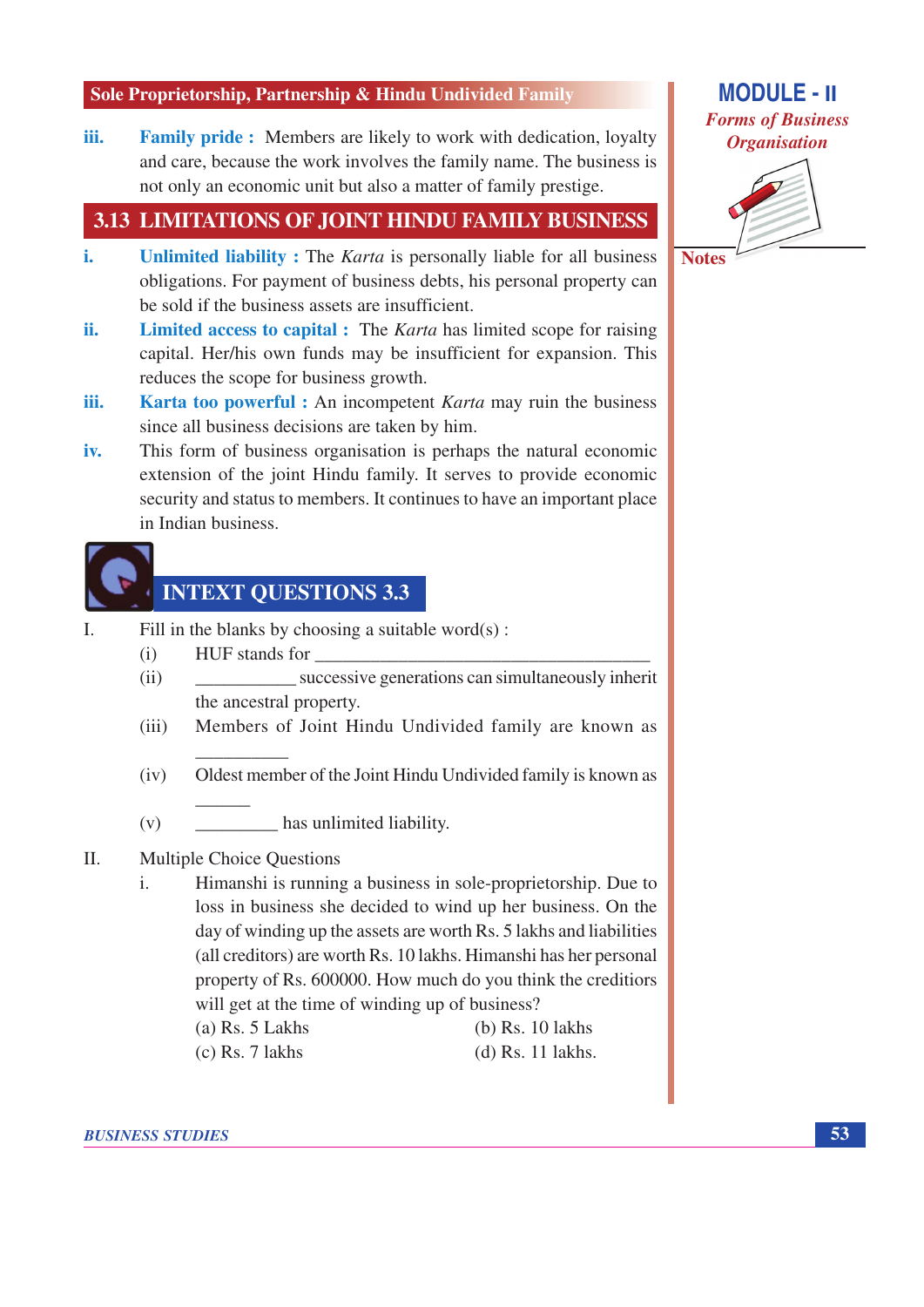iii. **Family pride :** Members are likely to work with dedication, loyalty and care, because the work involves the family name. The business is not only an economic unit but also a matter of family prestige.

## 3.13 LIMITATIONS OF JOINT HINDU FAMILY BUSINESS

i. **Unlimited liability :** The *Karta* is personally liable for all business obligations. For payment of business debts, his personal property can be sold if the business assets are insufficient.

ii. **Limited access to capital :** The *Karta* has limited scope for raising capital. Her/his own funds may be insufficient for expansion. This reduces the scope for business growth.

iii. **Karta too powerful :** An incompetent *Karta* may ruin the business since all business decisions are taken by him.

iv. This form of business organisation is perhaps the natural economic extension of the joint Hindu family. It serves to provide economic security and status to members. It continues to have an important place in Indian business.

## INTEXT QUESTIONS 3.3

I. Fill in the blanks by choosing a suitable word(s) :

(i) HUF stands for ____________________________________

(ii) ___________ successive generations can simultaneously inherit the ancestral property.

(iii) Members of Joint Hindu Undivided family are known as __________

(iv) Oldest member of the Joint Hindu Undivided family is known as ______

(v) _________ has unlimited liability.

II. Multiple Choice Questions

i. Himanshi is running a business in sole-proprietorship. Due to loss in business she decided to wind up her business. On the day of winding up the assets are worth Rs. 5 lakhs and liabilities (all creditors) are worth Rs. 10 lakhs. Himanshi has her personal property of Rs. 600000. How much do you think the creditors will get at the time of winding up of business?

(a) Rs. 5 Lakhs (b) Rs. 10 lakhs
(c) Rs. 7 lakhs (d) Rs. 11 lakhs.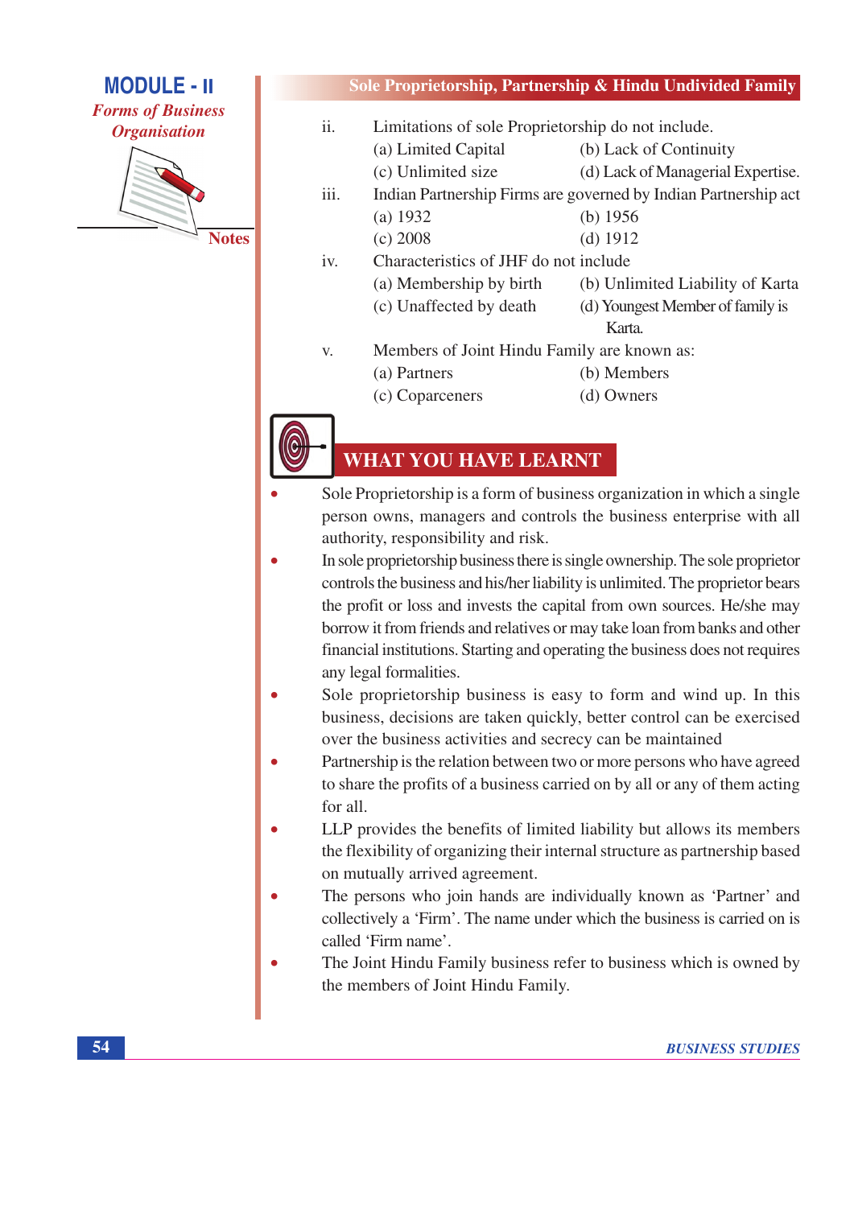ii. Limitations of sole Proprietorship do not include.

(a) Limited Capital (b) Lack of Continuity

(c) Unlimited size (d) Lack of Managerial Expertise.

iii. Indian Partnership Firms are governed by Indian Partnership act

(a) 1932 (b) 1956

(c) 2008 (d) 1912

iv. Characteristics of JHF do not include

(a) Membership by birth (b) Unlimited Liability of Karta

(c) Unaffected by death (d) Youngest Member of family is Karta.

v. Members of Joint Hindu Family are known as:

(a) Partners (b) Members

(c) Coparceners (d) Owners

## WHAT YOU HAVE LEARNT

- Sole Proprietorship is a form of business organization in which a single person owns, managers and controls the business enterprise with all authority, responsibility and risk.
- In sole proprietorship business there is single ownership. The sole proprietor controls the business and his/her liability is unlimited. The proprietor bears the profit or loss and invests the capital from own sources. He/she may borrow it from friends and relatives or may take loan from banks and other financial institutions. Starting and operating the business does not requires any legal formalities.
- Sole proprietorship business is easy to form and wind up. In this business, decisions are taken quickly, better control can be exercised over the business activities and secrecy can be maintained
- Partnership is the relation between two or more persons who have agreed to share the profits of a business carried on by all or any of them acting for all.
- LLP provides the benefits of limited liability but allows its members the flexibility of organizing their internal structure as partnership based on mutually arrived agreement.
- The persons who join hands are individually known as 'Partner' and collectively a 'Firm'. The name under which the business is carried on is called 'Firm name'.
- The Joint Hindu Family business refer to business which is owned by the members of Joint Hindu Family.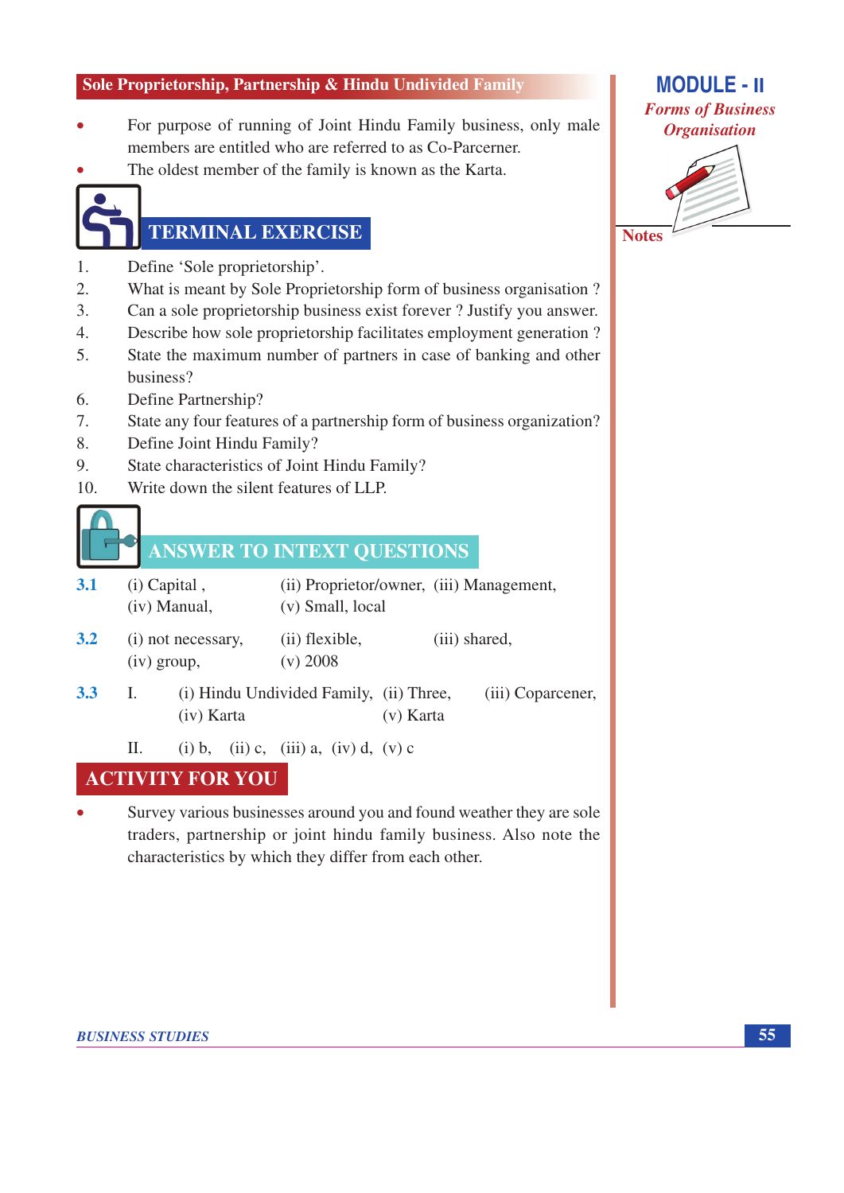- For purpose of running of Joint Hindu Family business, only male members are entitled who are referred to as Co-Parcerner.
- The oldest member of the family is known as the Karta.

## TERMINAL EXERCISE

1. Define 'Sole proprietorship'.
2. What is meant by Sole Proprietorship form of business organisation ?
3. Can a sole proprietorship business exist forever ? Justify you answer.
4. Describe how sole proprietorship facilitates employment generation ?
5. State the maximum number of partners in case of banking and other business?
6. Define Partnership?
7. State any four features of a partnership form of business organization?
8. Define Joint Hindu Family?
9. State characteristics of Joint Hindu Family?
10. Write down the silent features of LLP.

## ANSWER TO INTEXT QUESTIONS

**3.1** (i) Capital , (ii) Proprietor/owner, (iii) Management, (iv) Manual, (v) Small, local

**3.2** (i) not necessary, (ii) flexible, (iii) shared, (iv) group, (v) 2008

**3.3** I. (i) Hindu Undivided Family, (ii) Three, (iii) Coparcener, (iv) Karta (v) Karta

II. (i) b, (ii) c, (iii) a, (iv) d, (v) c

## ACTIVITY FOR YOU

- Survey various businesses around you and found weather they are sole traders, partnership or joint hindu family business. Also note the characteristics by which they differ from each other.